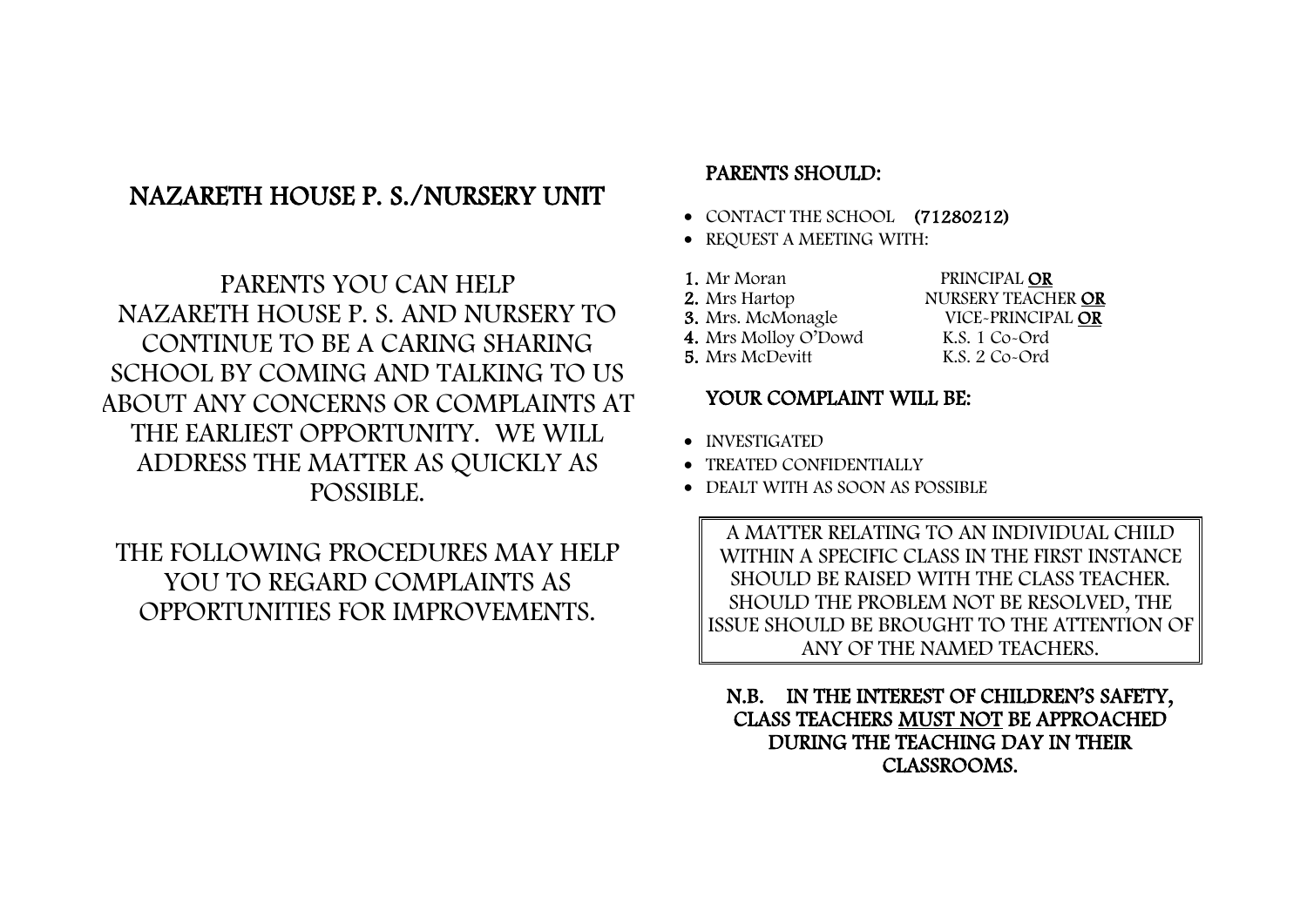# NAZARETH HOUSE P. S./NURSERY UNIT

PARENTS YOU CAN HELP NAZARETH HOUSE P. S. AND NURSERY TO CONTINUE TO BE A CARING SHARING SCHOOL BY COMING AND TALKING TO US ABOUT ANY CONCERNS OR COMPLAINTS AT THE EARLIEST OPPORTUNITY. WE WILL ADDRESS THE MATTER AS QUICKLY AS POSSIBLE.

THE FOLLOWING PROCEDURES MAY HELP YOU TO REGARD COMPLAINTS AS OPPORTUNITIES FOR IMPROVEMENTS.

## PARENTS SHOULD:

- CONTACT THE SCHOOL **(71280212)**
- REQUEST A MEETING WITH:

1. Mr Moran — PRINCIPAL **OR**
2. Mrs Hartop — NURSERY TEACHER **OR**
3. Mrs. McMonagle — VICE-PRINCIPAL **OR**
4. Mrs Molloy O'Dowd — K.S. 1 Co-Ord
5. Mrs McDevitt — K.S. 2 Co-Ord

## YOUR COMPLAINT WILL BE:

- INVESTIGATED
- TREATED CONFIDENTIALLY
- DEALT WITH AS SOON AS POSSIBLE

A MATTER RELATING TO AN INDIVIDUAL CHILD WITHIN A SPECIFIC CLASS IN THE FIRST INSTANCE SHOULD BE RAISED WITH THE CLASS TEACHER. SHOULD THE PROBLEM NOT BE RESOLVED, THE ISSUE SHOULD BE BROUGHT TO THE ATTENTION OF ANY OF THE NAMED TEACHERS.

**N.B. IN THE INTEREST OF CHILDREN'S SAFETY, CLASS TEACHERS MUST NOT BE APPROACHED DURING THE TEACHING DAY IN THEIR CLASSROOMS.**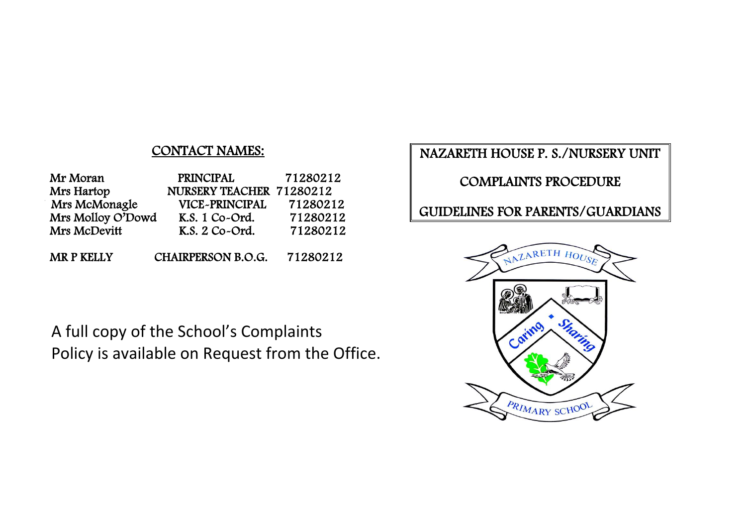## CONTACT NAMES:

| | | |
|---|---|---|
| Mr Moran | PRINCIPAL | 71280212 |
| Mrs Hartop | NURSERY TEACHER | 71280212 |
| Mrs McMonagle | VICE-PRINCIPAL | 71280212 |
| Mrs Molloy O'Dowd | K.S. 1 Co-Ord. | 71280212 |
| Mrs McDevitt | K.S. 2 Co-Ord. | 71280212 |
| MR P KELLY | CHAIRPERSON B.O.G. | 71280212 |

A full copy of the School's Complaints Policy is available on Request from the Office.

# NAZARETH HOUSE P. S./NURSERY UNIT

# COMPLAINTS PROCEDURE

# GUIDELINES FOR PARENTS/GUARDIANS

NAZARETH HOUSE

Caring • Sharing

PRIMARY SCHOOL